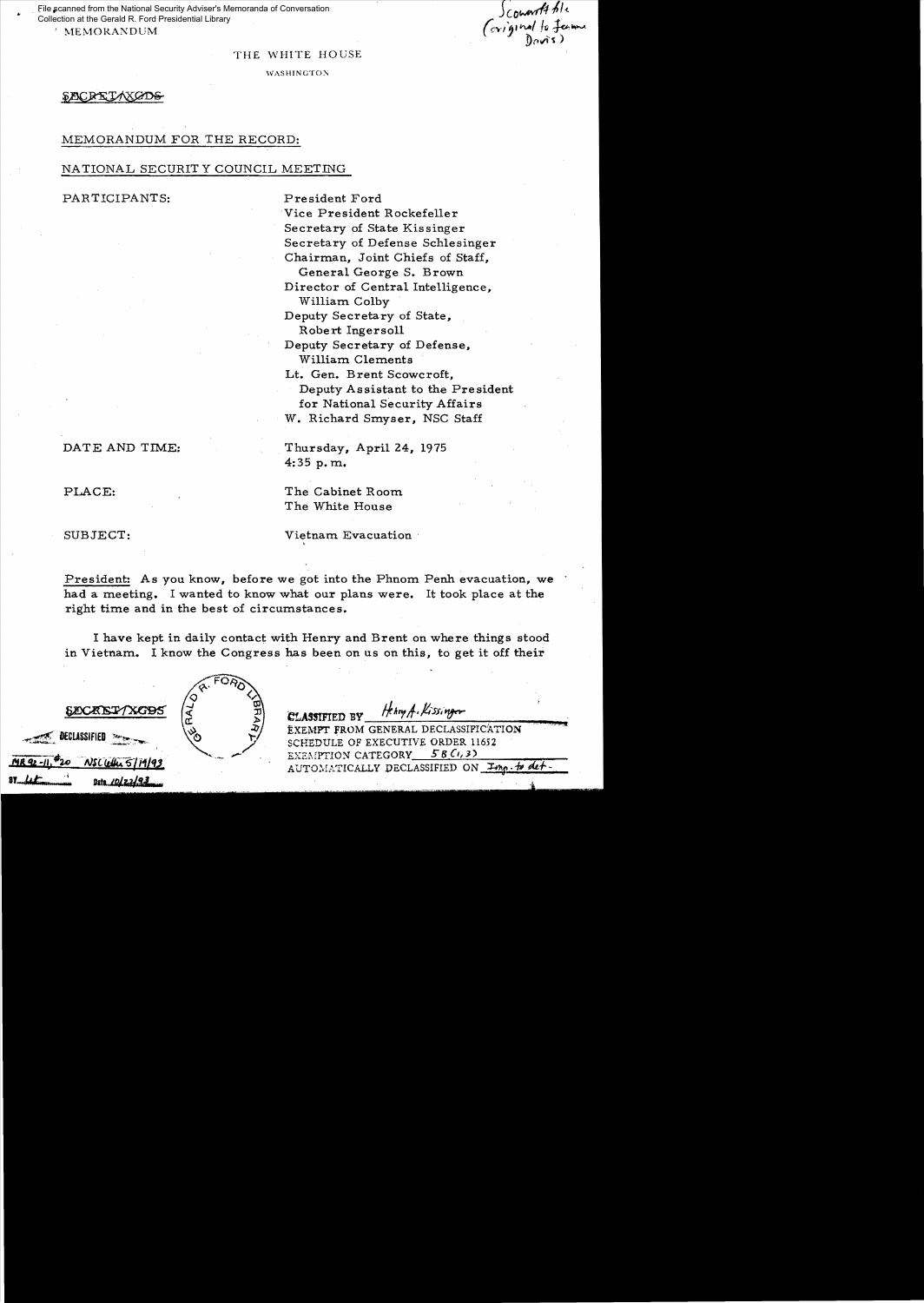File scanned from the National Security Adviser's Memoranda of Conversation Collection at the Gerald R. Ford Presidential Library

MEMORANDUM

Scowcroft file (original to Jeanne Davis)

THE WHITE HOUSE

WASHINGTON

SECRET/XGDS

MEMORANDUM FOR THE RECORD:

NATIONAL SECURITY COUNCIL MEETING

PARTICIPANTS:

President Ford
Vice President Rockefeller
Secretary of State Kissinger
Secretary of Defense Schlesinger
Chairman, Joint Chiefs of Staff, General George S. Brown
Director of Central Intelligence, William Colby
Deputy Secretary of State, Robert Ingersoll
Deputy Secretary of Defense, William Clements
Lt. Gen. Brent Scowcroft, Deputy Assistant to the President for National Security Affairs
W. Richard Smyser, NSC Staff

DATE AND TIME: Thursday, April 24, 1975 4:35 p.m.

PLACE: The Cabinet Room The White House

SUBJECT: Vietnam Evacuation

**President:** As you know, before we got into the Phnom Penh evacuation, we had a meeting. I wanted to know what our plans were. It took place at the right time and in the best of circumstances.

I have kept in daily contact with Henry and Brent on where things stood in Vietnam. I know the Congress has been on us on this, to get it off their

SECRET/XGDS

DECLASSIFIED
MR 92-11, #20 NSC ltr. 5/19/93
BY lit Date 10/22/93

CLASSIFIED BY Henry A. Kissinger
EXEMPT FROM GENERAL DECLASSIFICATION SCHEDULE OF EXECUTIVE ORDER 11652
EXEMPTION CATEGORY 5 B (1, 3)
AUTOMATICALLY DECLASSIFIED ON Imp. to det.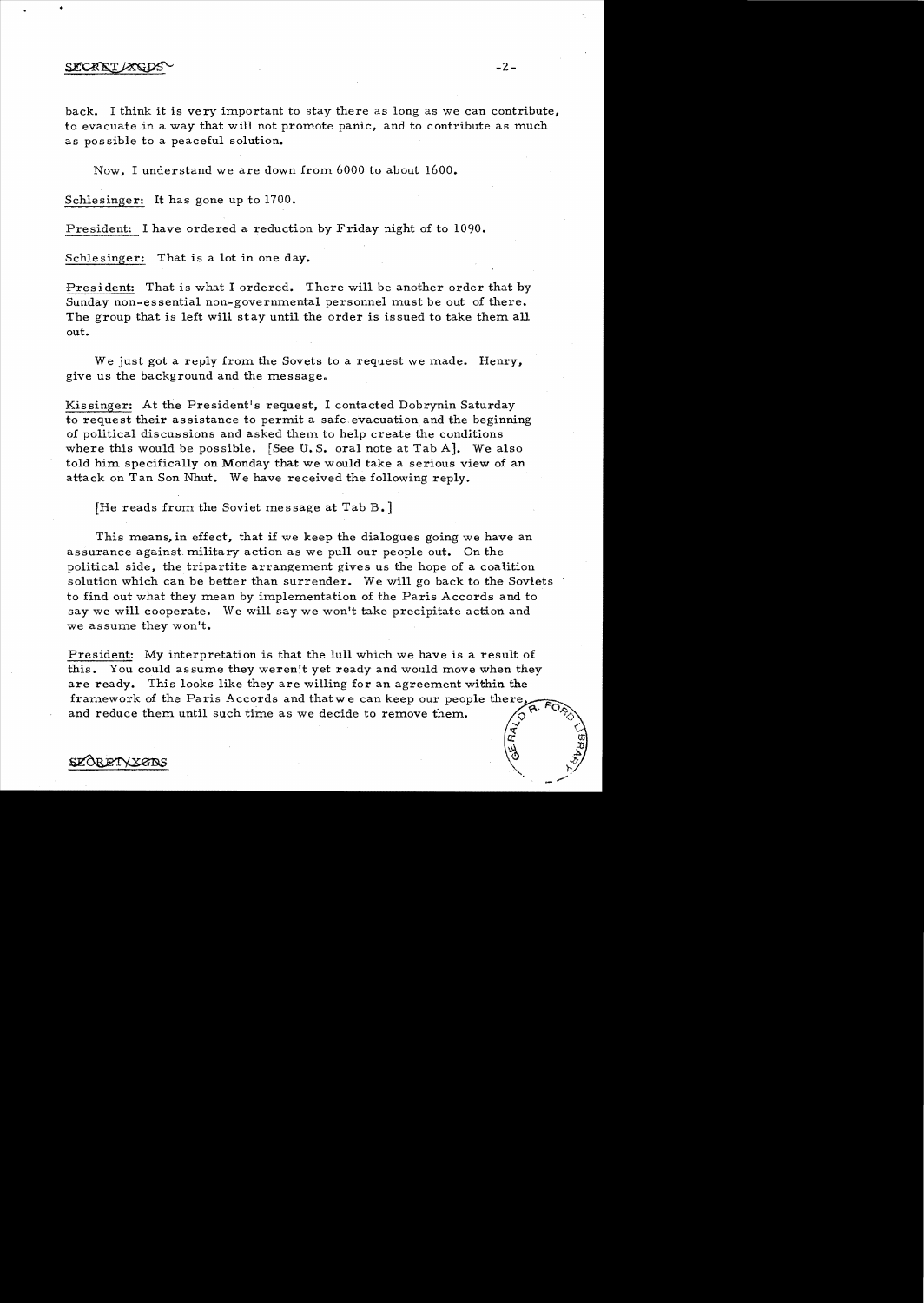back. I think it is very important to stay there as long as we can contribute, to evacuate in a way that will not promote panic, and to contribute as much as possible to a peaceful solution.

Now, I understand we are down from 6000 to about 1600.

Schlesinger: It has gone up to 1700.

President: I have ordered a reduction by Friday night of to 1090.

Schlesinger: That is a lot in one day.

President: That is what I ordered. There will be another order that by Sunday non-essential non-governmental personnel must be out of there. The group that is left will stay until the order is issued to take them all out.

We just got a reply from the Sovets to a request we made. Henry, give us the background and the message.

Kissinger: At the President's request, I contacted Dobrynin Saturday to request their assistance to permit a safe evacuation and the beginning of political discussions and asked them to help create the conditions where this would be possible. [See U.S. oral note at Tab A]. We also told him specifically on Monday that we would take a serious view of an attack on Tan Son Nhut. We have received the following reply.

[He reads from the Soviet message at Tab B.]

This means, in effect, that if we keep the dialogues going we have an assurance against military action as we pull our people out. On the political side, the tripartite arrangement gives us the hope of a coalition solution which can be better than surrender. We will go back to the Soviets to find out what they mean by implementation of the Paris Accords and to say we will cooperate. We will say we won't take precipitate action and we assume they won't.

President: My interpretation is that the lull which we have is a result of this. You could assume they weren't yet ready and would move when they are ready. This looks like they are willing for an agreement within the framework of the Paris Accords and that we can keep our people there, and reduce them until such time as we decide to remove them.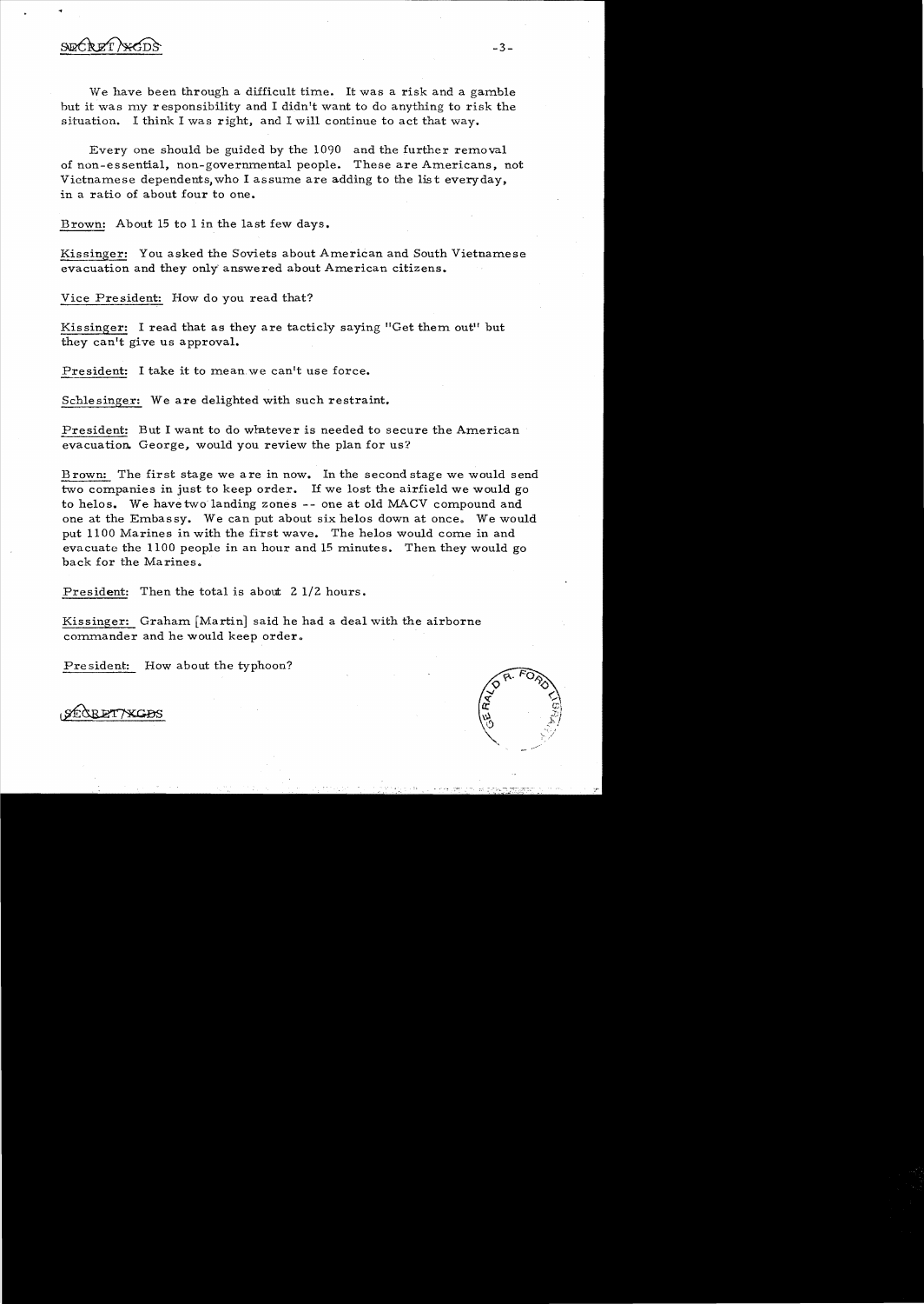We have been through a difficult time. It was a risk and a gamble but it was my responsibility and I didn't want to do anything to risk the situation. I think I was right, and I will continue to act that way.

Every one should be guided by the 1090 and the further removal of non-essential, non-governmental people. These are Americans, not Vietnamese dependents, who I assume are adding to the list everyday, in a ratio of about four to one.

Brown: About 15 to 1 in the last few days.

Kissinger: You asked the Soviets about American and South Vietnamese evacuation and they only answered about American citizens.

Vice President: How do you read that?

Kissinger: I read that as they are tacticly saying "Get them out" but they can't give us approval.

President: I take it to mean we can't use force.

Schlesinger: We are delighted with such restraint.

President: But I want to do whatever is needed to secure the American evacuation. George, would you review the plan for us?

Brown: The first stage we are in now. In the second stage we would send two companies in just to keep order. If we lost the airfield we would go to helos. We have two landing zones -- one at old MACV compound and one at the Embassy. We can put about six helos down at once. We would put 1100 Marines in with the first wave. The helos would come in and evacuate the 1100 people in an hour and 15 minutes. Then they would go back for the Marines.

President: Then the total is about 2 1/2 hours.

Kissinger: Graham [Martin] said he had a deal with the airborne commander and he would keep order.

President: How about the typhoon?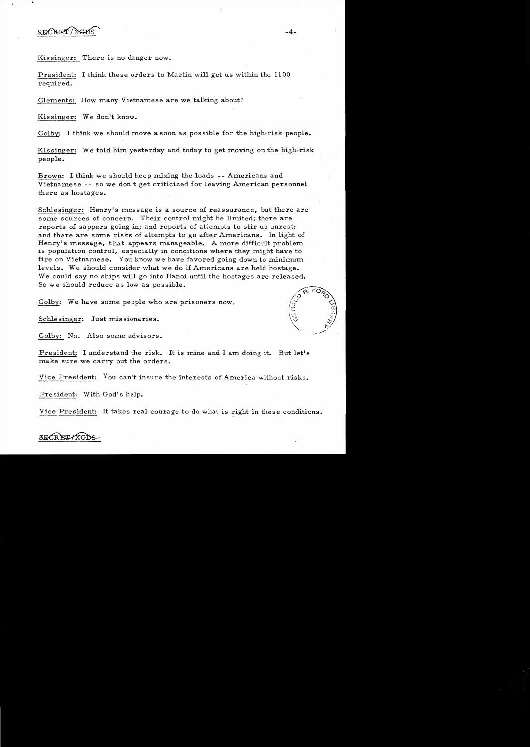SECRET/XGDS

Kissinger: There is no danger now.

President: I think these orders to Martin will get us within the 1100 required.

Clements: How many Vietnamese are we talking about?

Kissinger: We don't know.

Colby: I think we should move a soon as possible for the high-risk people.

Kissinger: We told him yesterday and today to get moving on the high-risk people.

Brown: I think we should keep mixing the loads -- Americans and Vietnamese -- so we don't get criticized for leaving American personnel there as hostages.

Schlesinger: Henry's message is a source of reassurance, but there are some sources of concern. Their control might be limited; there are reports of sappers going in; and reports of attempts to stir up unrest: and there are some risks of attempts to go after Americans. In light of Henry's message, that appears manageable. A more difficult problem is population control, especially in conditions where they might have to fire on Vietnamese. You know we have favored going down to minimum levels. We should consider what we do if Americans are held hostage. We could say no ships will go into Hanoi until the hostages are released. So we should reduce as low as possible.

Colby: We have some people who are prisoners now.

Schlesinger: Just missionaries.

Colby: No. Also some advisors.

President: I understand the risk. It is mine and I am doing it. But let's make sure we carry out the orders.

Vice President: You can't insure the interests of America without risks.

President: With God's help.

Vice President: It takes real courage to do what is right in these conditions.

SECRET/XGDS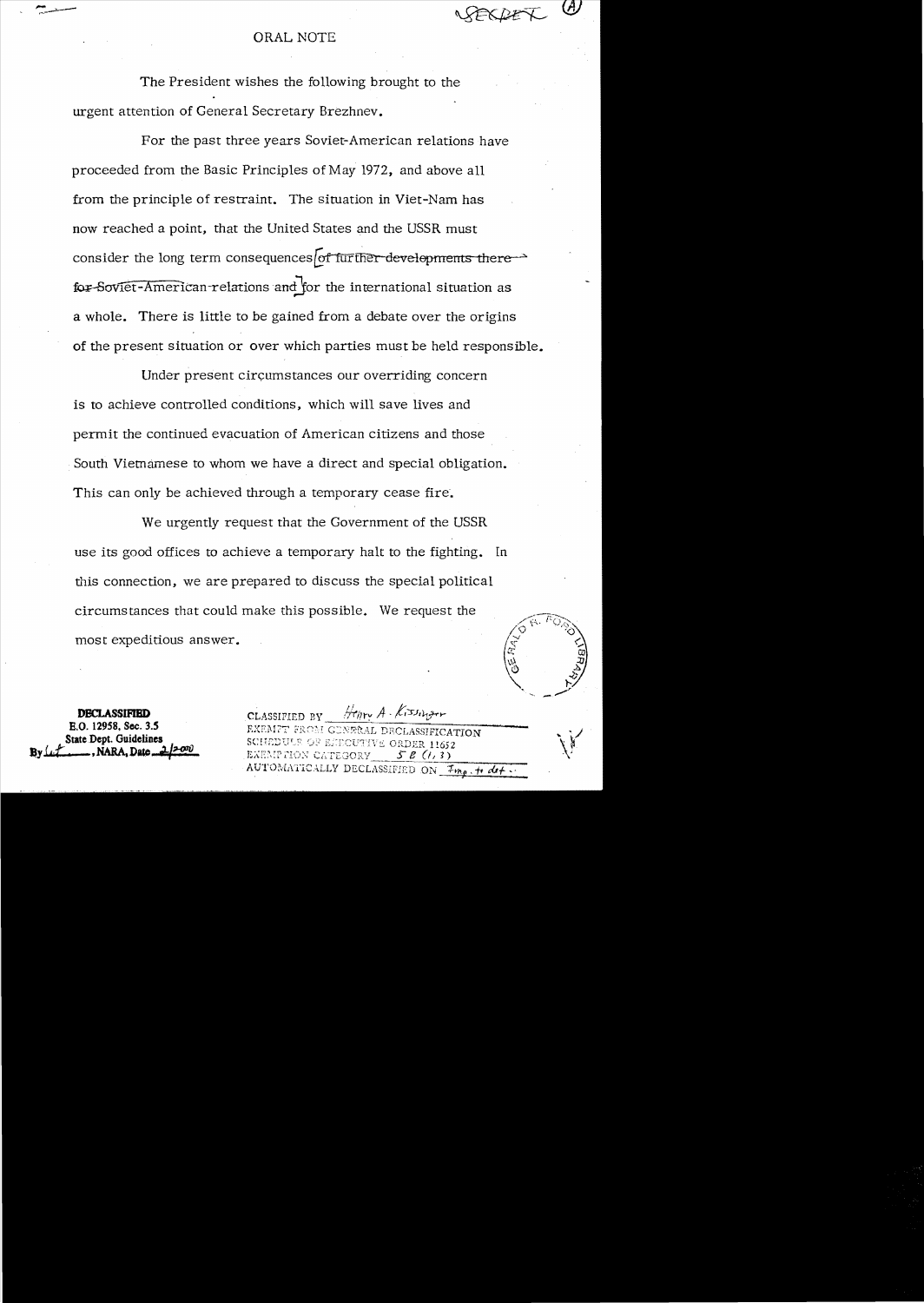SECRET (A)

# ORAL NOTE

The President wishes the following brought to the urgent attention of General Secretary Brezhnev.

For the past three years Soviet-American relations have proceeded from the Basic Principles of May 1972, and above all from the principle of restraint. The situation in Viet-Nam has now reached a point, that the United States and the USSR must consider the long term consequences ~~of further developments there for Soviet-American relations and~~ for the international situation as a whole. There is little to be gained from a debate over the origins of the present situation or over which parties must be held responsible.

Under present circumstances our overriding concern is to achieve controlled conditions, which will save lives and permit the continued evacuation of American citizens and those South Vietnamese to whom we have a direct and special obligation. This can only be achieved through a temporary cease fire.

We urgently request that the Government of the USSR use its good offices to achieve a temporary halt to the fighting. In this connection, we are prepared to discuss the special political circumstances that could make this possible. We request the most expeditious answer.

**DECLASSIFIED**
E.O. 12958, Sec. 3.5
State Dept. Guidelines
By [illegible], NARA, Date 2/2000

CLASSIFIED BY Henry A. Kissinger
EXEMPT FROM GENERAL DECLASSIFICATION SCHEDULE OF EXECUTIVE ORDER 11652
EXEMPTION CATEGORY 5 B (1, 3)
AUTOMATICALLY DECLASSIFIED ON Imp. to det.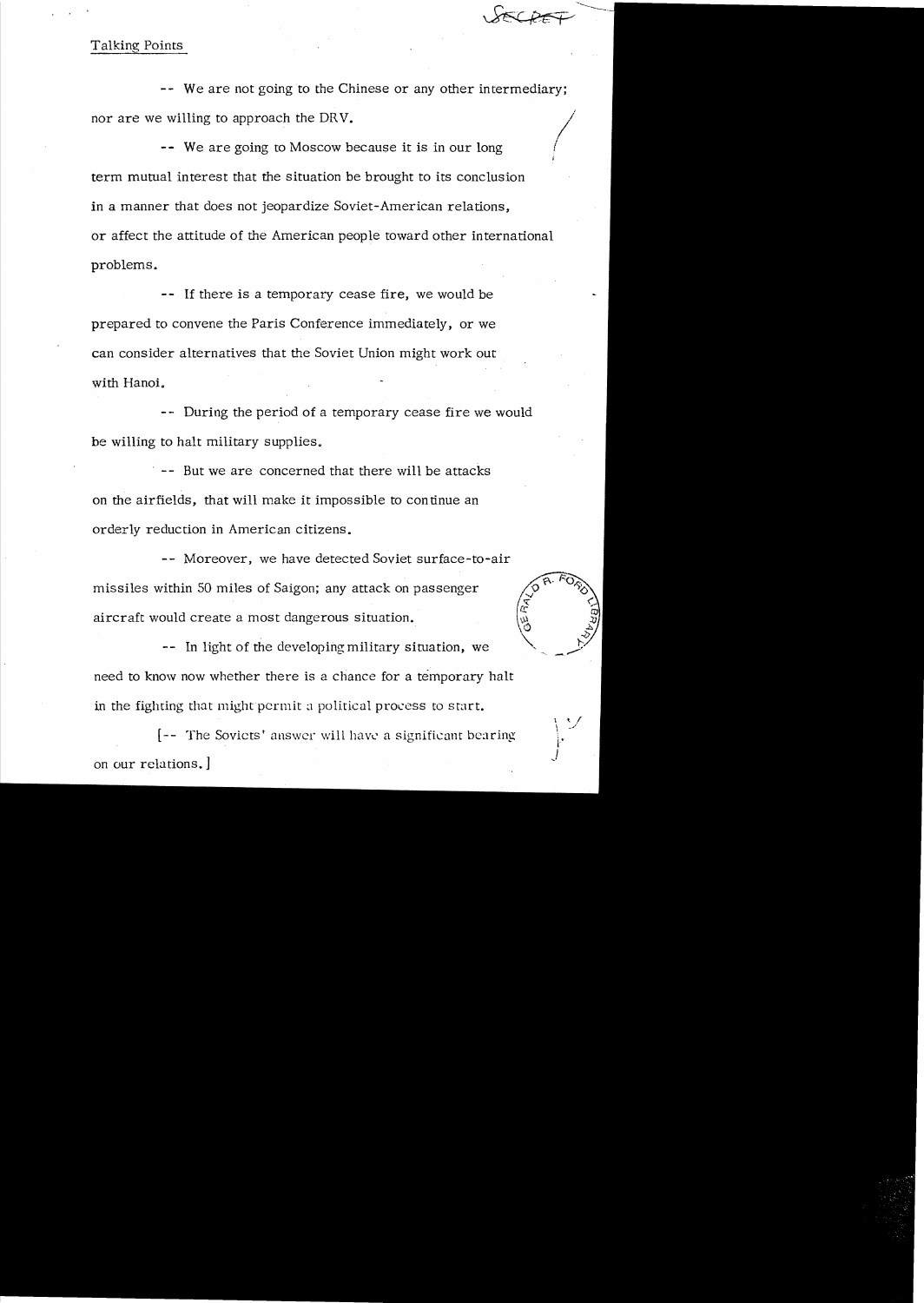SECRET

Talking Points

-- We are not going to the Chinese or any other intermediary; nor are we willing to approach the DRV.

-- We are going to Moscow because it is in our long term mutual interest that the situation be brought to its conclusion in a manner that does not jeopardize Soviet-American relations, or affect the attitude of the American people toward other international problems.

-- If there is a temporary cease fire, we would be prepared to convene the Paris Conference immediately, or we can consider alternatives that the Soviet Union might work out with Hanoi.

-- During the period of a temporary cease fire we would be willing to halt military supplies.

-- But we are concerned that there will be attacks on the airfields, that will make it impossible to continue an orderly reduction in American citizens.

-- Moreover, we have detected Soviet surface-to-air missiles within 50 miles of Saigon; any attack on passenger aircraft would create a most dangerous situation.

-- In light of the developing military situation, we need to know now whether there is a chance for a temporary halt in the fighting that might permit a political process to start.

[-- The Soviets' answer will have a significant bearing on our relations.]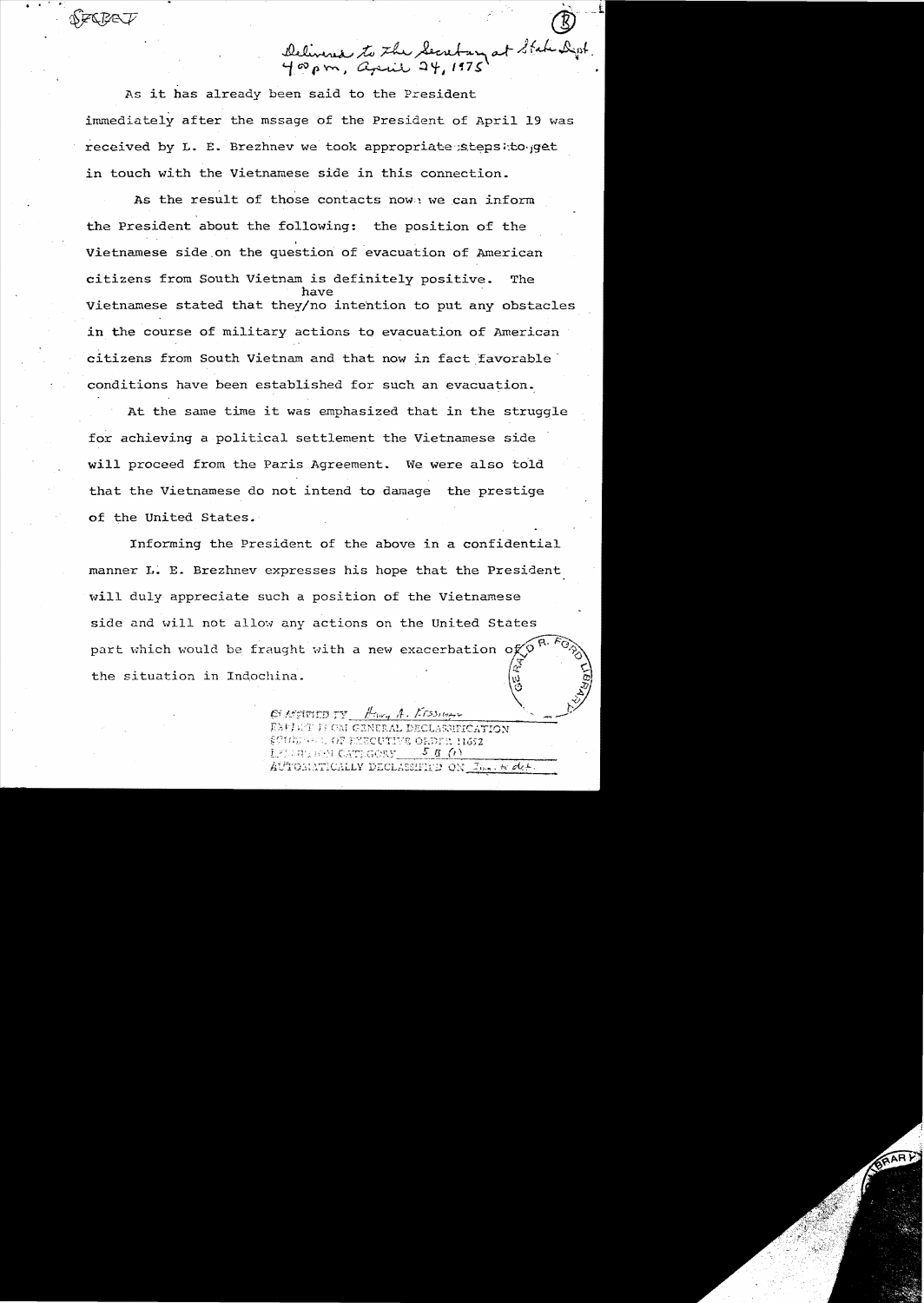SECRET

Delivered to the Secretary at State Dept. 4:00 pm, April 24, 1975

As it has already been said to the President immediately after the mssage of the President of April 19 was received by L. E. Brezhnev we took appropriate steps to get in touch with the Vietnamese side in this connection.

As the result of those contacts now we can inform the President about the following: the position of the Vietnamese side on the question of evacuation of American citizens from South Vietnam is definitely positive. The Vietnamese stated that they have no intention to put any obstacles in the course of military actions to evacuation of American citizens from South Vietnam and that now in fact favorable conditions have been established for such an evacuation.

At the same time it was emphasized that in the struggle for achieving a political settlement the Vietnamese side will proceed from the Paris Agreement. We were also told that the Vietnamese do not intend to damage the prestige of the United States.

Informing the President of the above in a confidential manner L. E. Brezhnev expresses his hope that the President will duly appreciate such a position of the Vietnamese side and will not allow any actions on the United States part which would be fraught with a new exacerbation of the situation in Indochina.

CLASSIFIED BY Henry A. Kissinger
EXEMPT FROM GENERAL DECLASSIFICATION
SCHEDULE OF EXECUTIVE ORDER 11652
EXEMPTION CATEGORY 5 B (1)
AUTOMATICALLY DECLASSIFIED ON Imp. to det.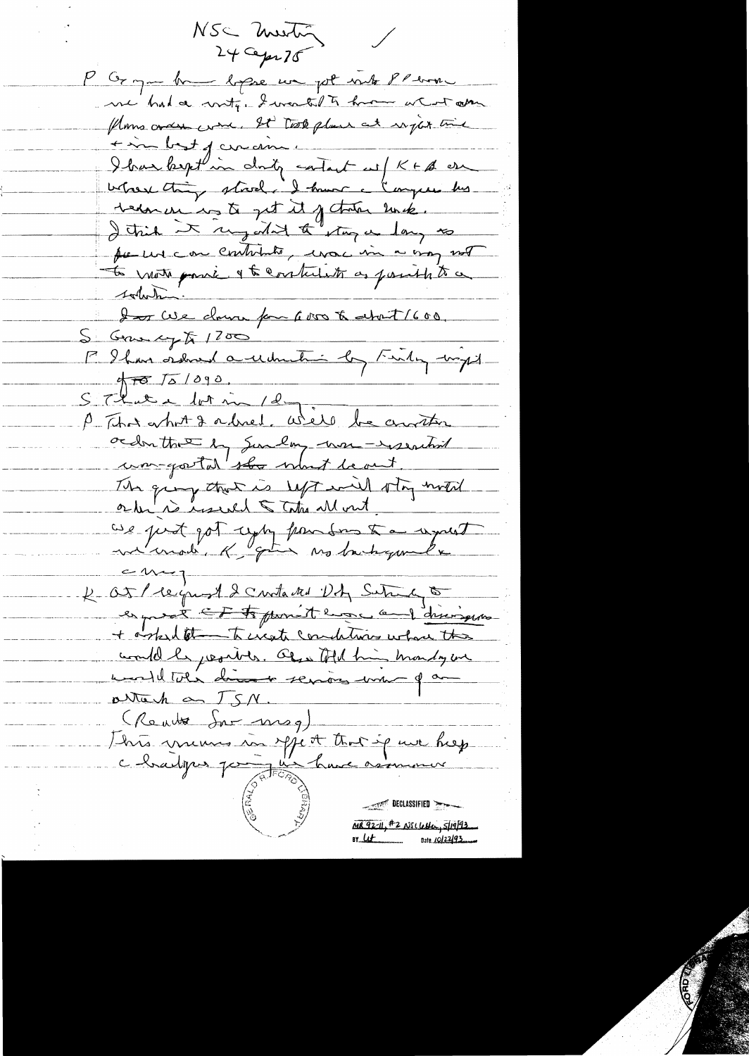NSC Meeting
24 Apr 75

P Going — before we got into PP busi we had a meeting. I wanted to know what our plans were. It took place at night time + in best of conditions.
I have kept in daily contact w/ K + S on where things stood. I know Congress has taken one vote to get it off their neck.
I think it important to stay as long as possible we can contribute, in a way not to make panic + to contribute as possible to a solution.
S We down from 6000 to about 1600.
S Going up to 1700
P I have ordered a reduction by Friday night of 16 to 1090.
S That a lot in 1 day.
P That what I ordered. We'll be another order that by Sunday non-essential non-govt't should be out.
The group that is left will stay until order is issued to take all out.
We just got reply from Sov to a request we made. K, give us background.
K On 1 request I contacted Dobrynin Saturday to express our desire to permit evac and discussions + asked them to create conditions where this would be possible. Also told him Monday we would take drastic measures if an attack on TSN.
(Reads Sov msg)
This means in effect that if we keep c[on]b[ing]... going we have assurance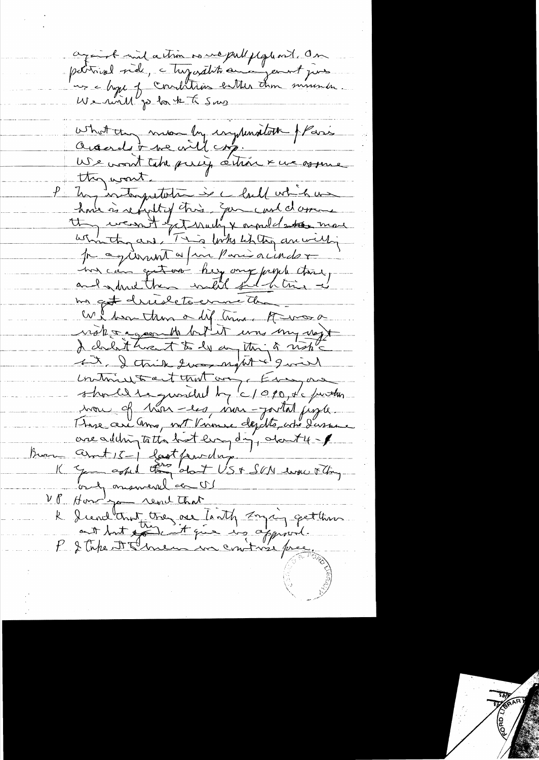against unilateral action so we pull [illegible]. On political side, a [illegible] arrangement [illegible] [illegible] a type of consultation rather than [illegible].
We will go back to Sino

what they mean by [illegible] of Paris Accords & we will [illegible].
We won't take [illegible] action & we assume they won't.

P My interpretation is a bull which we have in reality of this. You could assume they weren't getting ready & would [illegible] more where they are. This looks like they are willing for agreement or/in Paris accords & we can get our key [illegible] people there, and [illegible] then [illegible] time we got [illegible] to [illegible] them.

We've been there a dif[ferent] time. It was a risk & [illegible] but it was my risk & didn't want to do anything & risk it. I think I was right & I will continue to act that way. Everyone should be guided by c/1090, & further [illegible] of [illegible] - [illegible] - [illegible] people. There are [illegible], not [illegible] [illegible], who [illegible] are adding to the list every day, about 4 - [illegible]

Brown About 15-1 last few days.

K You asked them about US & SVN [illegible] & they only answered on US

VP How [illegible] you read that

K I read that they are [illegible] saying get them out but [illegible] they can't give us approval.

P I take it to mean in continue [illegible].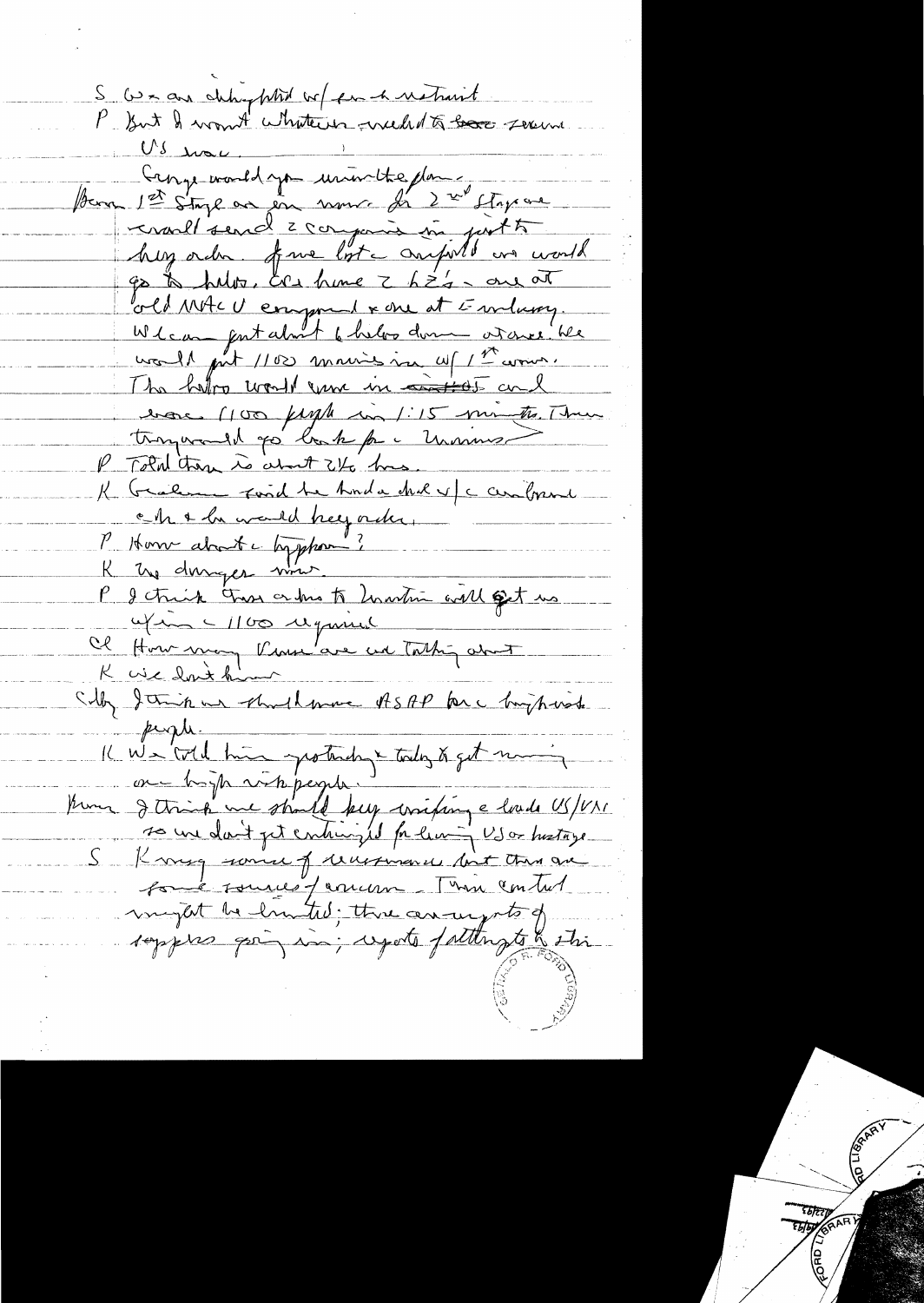S We are shipping w/ each wetmist

P But I want whatever needed to secure US mar.

George would you run the plan.

Brown 1st stage are in now. In 2nd stage we would send 2 companies in just to keep order. If we lost an airfield we would go to helos. We have 2 LZ's - one at old MACV compound & one at Embassy. We can put about 6 helos down at once. We would put 1100 marines in w/ 1st wave. The helos would come in and leave 1100 people in 1:15 minutes. Then they would go back for 2 more.

P Total time is about 2½ hrs.

K Graham said he had a deal w/ a airborne unit & he would keep order.

P How about a hyphen?

K No danger now.

P I think this action to Martin will get us up in 1100 requirement

Cl How many Viets are we talking about

K We don't know

Colby I think we should move ASAP for a high risk people.

K We told him yesterday & today to get moving on a high risk people.

Brown I think we should keep using a loads US/VN so we don't get entangled for leaving US or hostage.

S Kissing reassurance but there are some sources of concern - Thieu control might be limited; there are reports of sappers going in; reports of shelling to this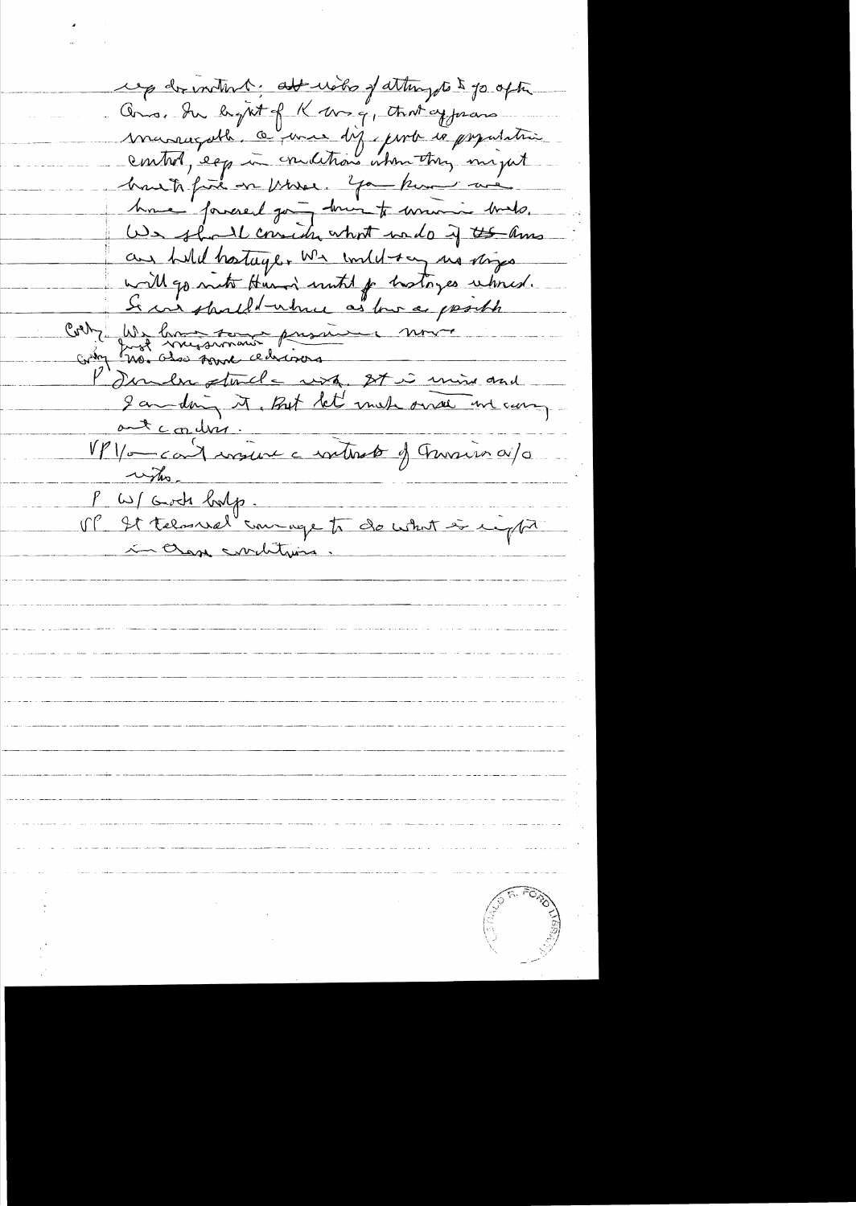esp. de-control; all risks of attempts to go after Ams. In light of K war, that appears manageable. A more dif. prob. is population control, esp. in conditions where they might have to fire on people. You know we have favored going down to minimum levels. We should consider what we do if US Ams are held hostage. We could say no strings will go into Hanoi until the hostages released. So we should reduce as low as possible.

Coby We have some personnel now.
Just Americans no. Also some civilians

P Under stand - ~~~. It is mine and I am doing it. But let's make sure we carry out conditions.

VP I/we can't insure a entrust of Tunisia a/o ~~.

P W/ God's help.

VP It takes real courage to do what is right in these conditions.